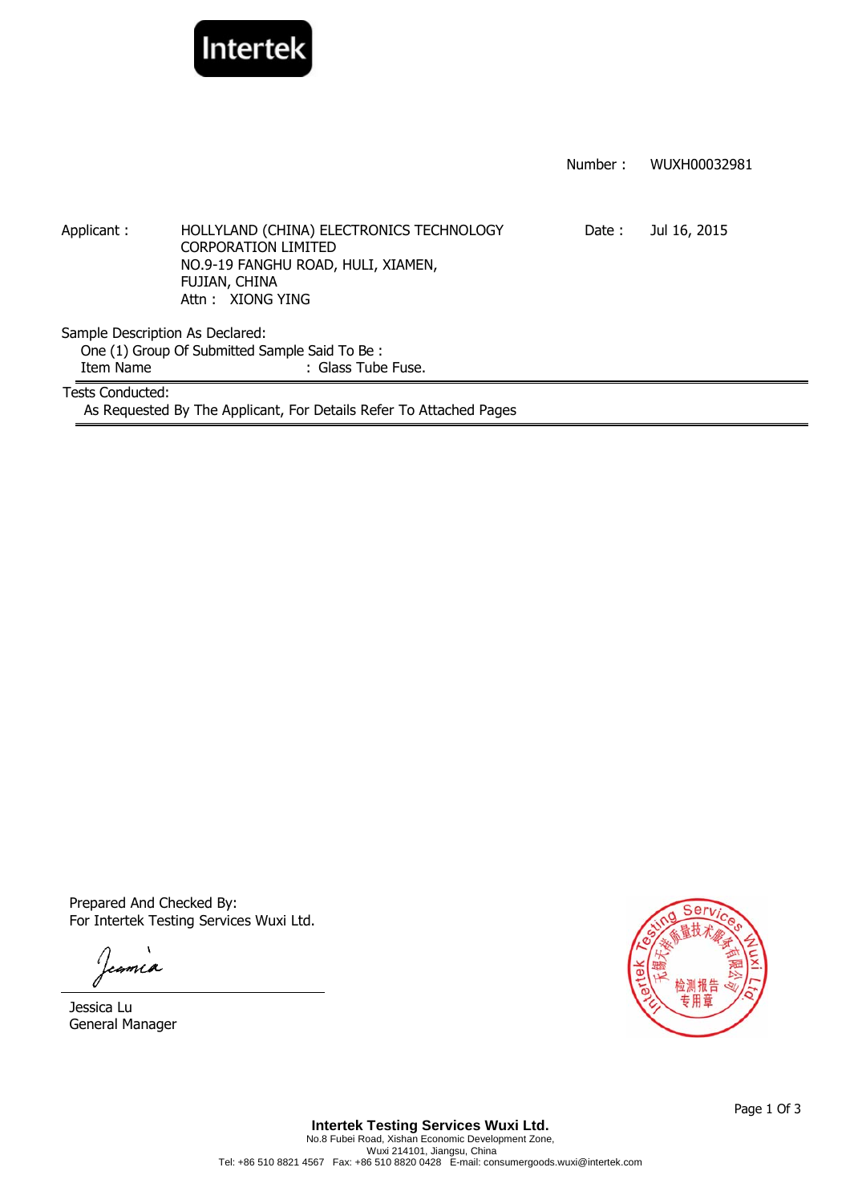Intertek

Number : WUXH00032981

Applicant : HOLLYLAND (CHINA) ELECTRONICS TECHNOLOGY CORPORATION LIMITED
NO.9-19 FANGHU ROAD, HULI, XIAMEN,
FUJIAN, CHINA
Attn : XIONG YING

Date : Jul 16, 2015

Sample Description As Declared:
One (1) Group Of Submitted Sample Said To Be :
Item Name : Glass Tube Fuse.

Tests Conducted:
As Requested By The Applicant, For Details Refer To Attached Pages

Prepared And Checked By:
For Intertek Testing Services Wuxi Ltd.

Jessica Lu
General Manager

**Intertek Testing Services Wuxi Ltd.**
No.8 Fubei Road, Xishan Economic Development Zone,
Wuxi 214101, Jiangsu, China
Tel: +86 510 8821 4567 Fax: +86 510 8820 0428 E-mail: consumergoods.wuxi@intertek.com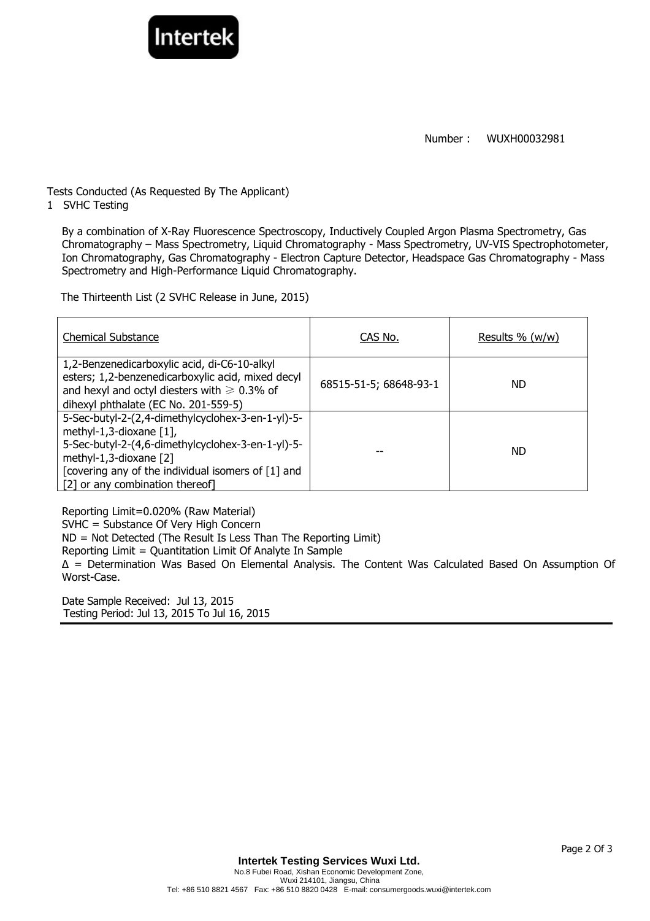Number： WUXH00032981

Tests Conducted (As Requested By The Applicant)

1 SVHC Testing

By a combination of X-Ray Fluorescence Spectroscopy, Inductively Coupled Argon Plasma Spectrometry, Gas Chromatography – Mass Spectrometry, Liquid Chromatography - Mass Spectrometry, UV-VIS Spectrophotometer, Ion Chromatography, Gas Chromatography - Electron Capture Detector, Headspace Gas Chromatography - Mass Spectrometry and High-Performance Liquid Chromatography.

The Thirteenth List (2 SVHC Release in June, 2015)

| Chemical Substance | CAS No. | Results % (w/w) |
|---|---|---|
| 1,2-Benzenedicarboxylic acid, di-C6-10-alkyl esters; 1,2-benzenedicarboxylic acid, mixed decyl and hexyl and octyl diesters with ≥ 0.3% of dihexyl phthalate (EC No. 201-559-5) | 68515-51-5; 68648-93-1 | ND |
| 5-Sec-butyl-2-(2,4-dimethylcyclohex-3-en-1-yl)-5-methyl-1,3-dioxane [1], 5-Sec-butyl-2-(4,6-dimethylcyclohex-3-en-1-yl)-5-methyl-1,3-dioxane [2] [covering any of the individual isomers of [1] and [2] or any combination thereof] | -- | ND |

Reporting Limit=0.020% (Raw Material)

SVHC = Substance Of Very High Concern

ND = Not Detected (The Result Is Less Than The Reporting Limit)

Reporting Limit = Quantitation Limit Of Analyte In Sample

Δ = Determination Was Based On Elemental Analysis. The Content Was Calculated Based On Assumption Of Worst-Case.

Date Sample Received: Jul 13, 2015

Testing Period: Jul 13, 2015 To Jul 16, 2015

**Intertek Testing Services Wuxi Ltd.**

No.8 Fubei Road, Xishan Economic Development Zone, Wuxi 214101, Jiangsu, China

Tel: +86 510 8821 4567 Fax: +86 510 8820 0428 E-mail: consumergoods.wuxi@intertek.com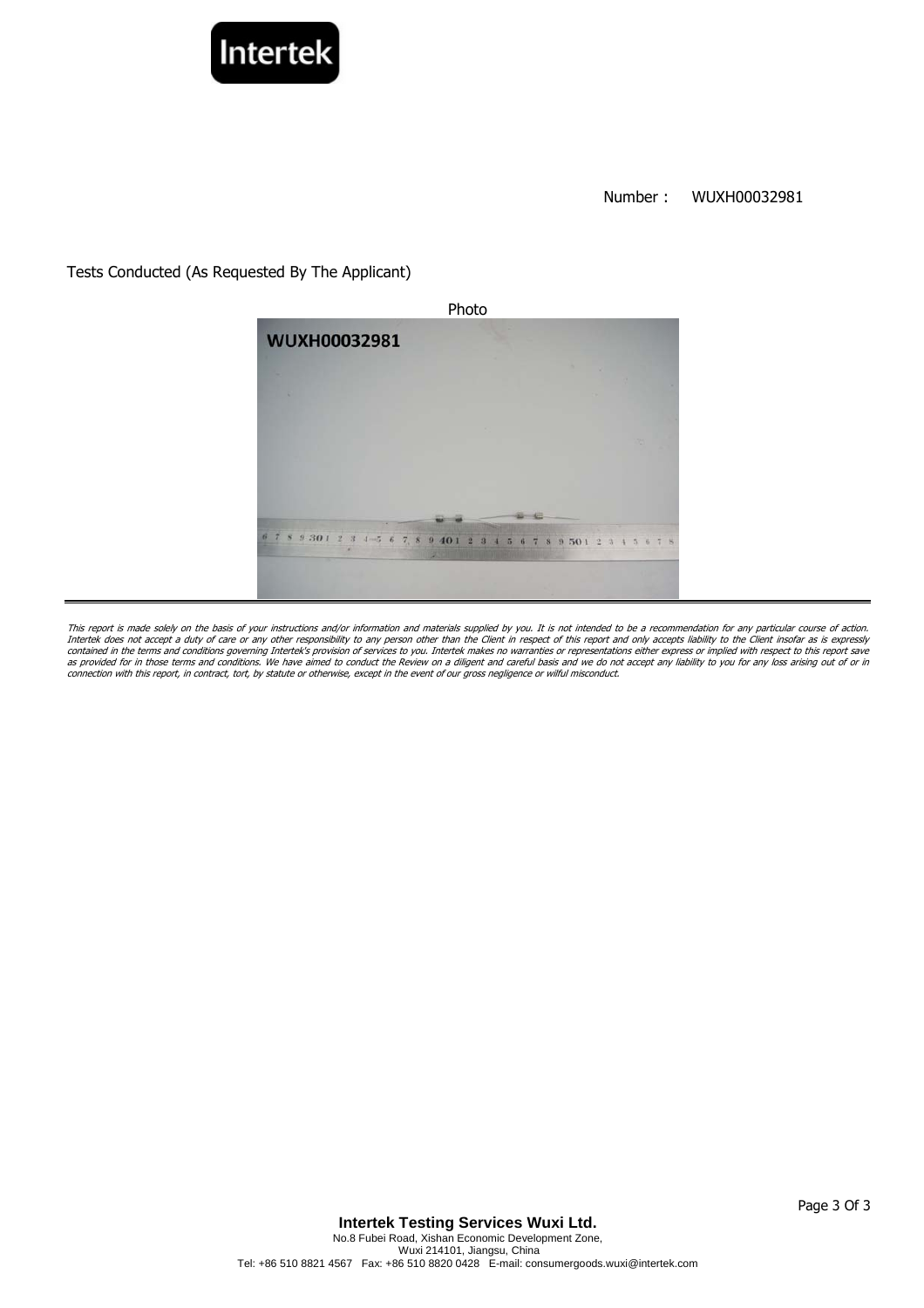Number : WUXH00032981

Tests Conducted (As Requested By The Applicant)

Photo

*This report is made solely on the basis of your instructions and/or information and materials supplied by you. It is not intended to be a recommendation for any particular course of action. Intertek does not accept a duty of care or any other responsibility to any person other than the Client in respect of this report and only accepts liability to the Client insofar as is expressly contained in the terms and conditions governing Intertek's provision of services to you. Intertek makes no warranties or representations either express or implied with respect to this report save as provided for in those terms and conditions. We have aimed to conduct the Review on a diligent and careful basis and we do not accept any liability to you for any loss arising out of or in connection with this report, in contract, tort, by statute or otherwise, except in the event of our gross negligence or wilful misconduct.*

**Intertek Testing Services Wuxi Ltd.**
No.8 Fubei Road, Xishan Economic Development Zone,
Wuxi 214101, Jiangsu, China
Tel: +86 510 8821 4567 Fax: +86 510 8820 0428 E-mail: consumergoods.wuxi@intertek.com